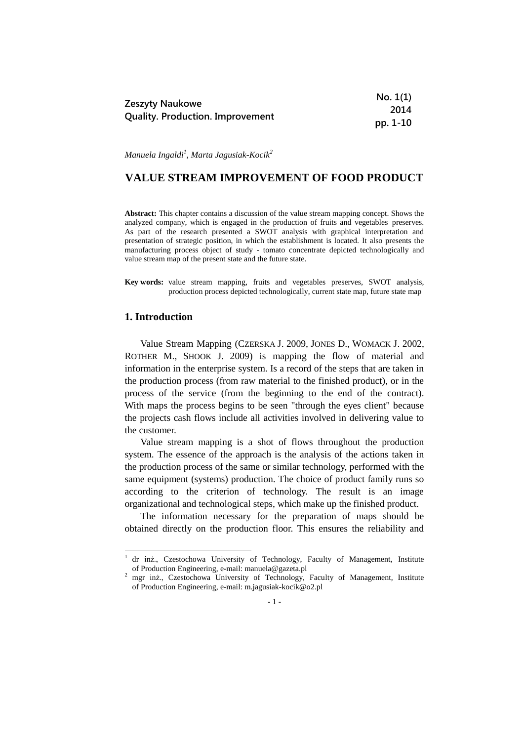Manuela Ingaldi[1], Marta Jagusiak-Kocik[2]

# VALUE STREAM IMPROVEMENT OF FOOD PRODUCT

**Abstract:** This chapter contains a discussion of the value stream mapping concept. Shows the analyzed company, which is engaged in the production of fruits and vegetables preserves. As part of the research presented a SWOT analysis with graphical interpretation and presentation of strategic position, in which the establishment is located. It also presents the manufacturing process object of study - tomato concentrate depicted technologically and value stream map of the present state and the future state.

**Key words:** value stream mapping, fruits and vegetables preserves, SWOT analysis, production process depicted technologically, current state map, future state map

## 1. Introduction

Value Stream Mapping (CZERSKA J. 2009, JONES D., WOMACK J. 2002, ROTHER M., SHOOK J. 2009) is mapping the flow of material and information in the enterprise system. Is a record of the steps that are taken in the production process (from raw material to the finished product), or in the process of the service (from the beginning to the end of the contract). With maps the process begins to be seen "through the eyes client" because the projects cash flows include all activities involved in delivering value to the customer.

Value stream mapping is a shot of flows throughout the production system. The essence of the approach is the analysis of the actions taken in the production process of the same or similar technology, performed with the same equipment (systems) production. The choice of product family runs so according to the criterion of technology. The result is an image organizational and technological steps, which make up the finished product.

The information necessary for the preparation of maps should be obtained directly on the production floor. This ensures the reliability and

---

[1] dr inż., Czestochowa University of Technology, Faculty of Management, Institute of Production Engineering, e-mail: manuela@gazeta.pl

[2] mgr inż., Czestochowa University of Technology, Faculty of Management, Institute of Production Engineering, e-mail: m.jagusiak-kocik@o2.pl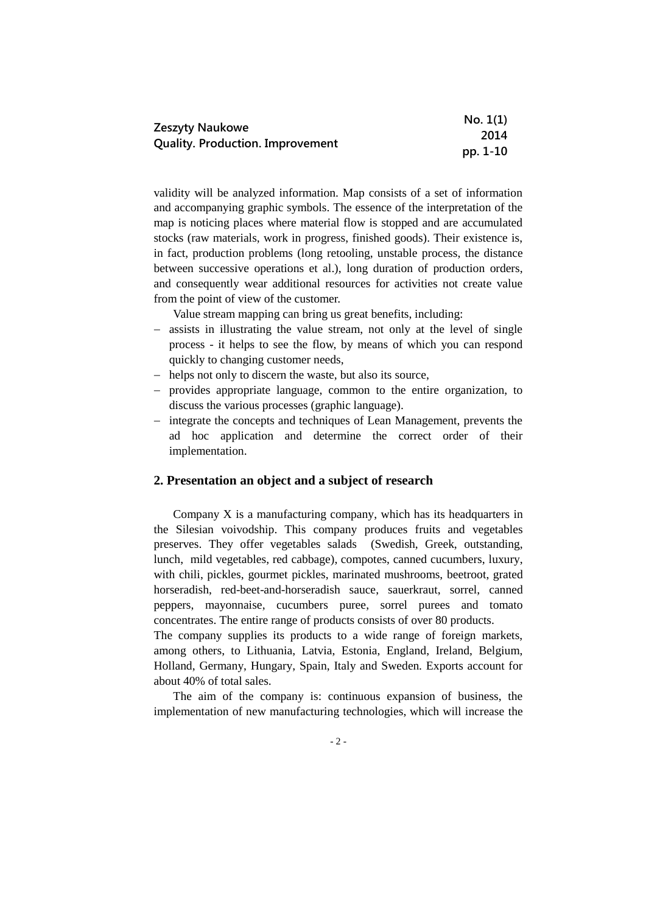validity will be analyzed information. Map consists of a set of information and accompanying graphic symbols. The essence of the interpretation of the map is noticing places where material flow is stopped and are accumulated stocks (raw materials, work in progress, finished goods). Their existence is, in fact, production problems (long retooling, unstable process, the distance between successive operations et al.), long duration of production orders, and consequently wear additional resources for activities not create value from the point of view of the customer.

Value stream mapping can bring us great benefits, including:

- assists in illustrating the value stream, not only at the level of single process - it helps to see the flow, by means of which you can respond quickly to changing customer needs,
- helps not only to discern the waste, but also its source,
- provides appropriate language, common to the entire organization, to discuss the various processes (graphic language).
- integrate the concepts and techniques of Lean Management, prevents the ad hoc application and determine the correct order of their implementation.

## 2. Presentation an object and a subject of research

Company X is a manufacturing company, which has its headquarters in the Silesian voivodship. This company produces fruits and vegetables preserves. They offer vegetables salads (Swedish, Greek, outstanding, lunch, mild vegetables, red cabbage), compotes, canned cucumbers, luxury, with chili, pickles, gourmet pickles, marinated mushrooms, beetroot, grated horseradish, red-beet-and-horseradish sauce, sauerkraut, sorrel, canned peppers, mayonnaise, cucumbers puree, sorrel purees and tomato concentrates. The entire range of products consists of over 80 products.

The company supplies its products to a wide range of foreign markets, among others, to Lithuania, Latvia, Estonia, England, Ireland, Belgium, Holland, Germany, Hungary, Spain, Italy and Sweden. Exports account for about 40% of total sales.

The aim of the company is: continuous expansion of business, the implementation of new manufacturing technologies, which will increase the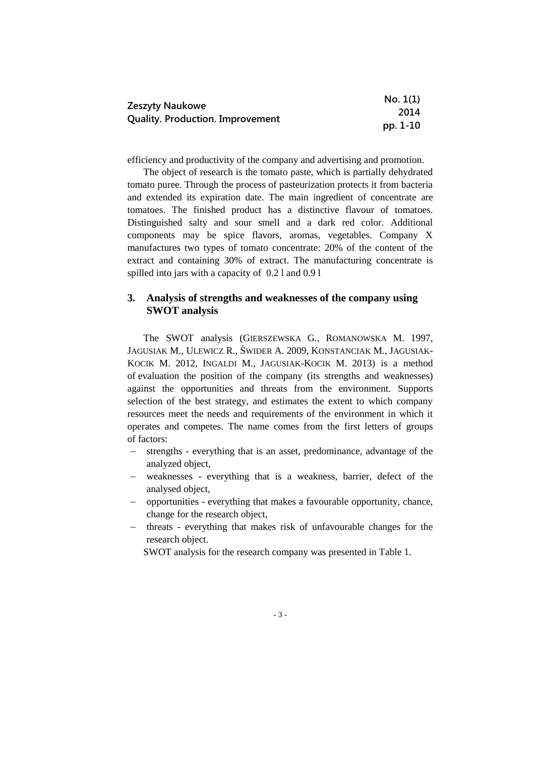efficiency and productivity of the company and advertising and promotion.

The object of research is the tomato paste, which is partially dehydrated tomato puree. Through the process of pasteurization protects it from bacteria and extended its expiration date. The main ingredient of concentrate are tomatoes. The finished product has a distinctive flavour of tomatoes. Distinguished salty and sour smell and a dark red color. Additional components may be spice flavors, aromas, vegetables. Company X manufactures two types of tomato concentrate: 20% of the content of the extract and containing 30% of extract. The manufacturing concentrate is spilled into jars with a capacity of 0.2 l and 0.9 l

## 3. Analysis of strengths and weaknesses of the company using SWOT analysis

The SWOT analysis (GIERSZEWSKA G., ROMANOWSKA M. 1997, JAGUSIAK M., ULEWICZ R., ŚWIDER A. 2009, KONSTANCIAK M., JAGUSIAK-KOCIK M. 2012, INGALDI M., JAGUSIAK-KOCIK M. 2013) is a method of evaluation the position of the company (its strengths and weaknesses) against the opportunities and threats from the environment. Supports selection of the best strategy, and estimates the extent to which company resources meet the needs and requirements of the environment in which it operates and competes. The name comes from the first letters of groups of factors:

- strengths - everything that is an asset, predominance, advantage of the analyzed object,
- weaknesses - everything that is a weakness, barrier, defect of the analysed object,
- opportunities - everything that makes a favourable opportunity, chance, change for the research object,
- threats - everything that makes risk of unfavourable changes for the research object.

SWOT analysis for the research company was presented in Table 1.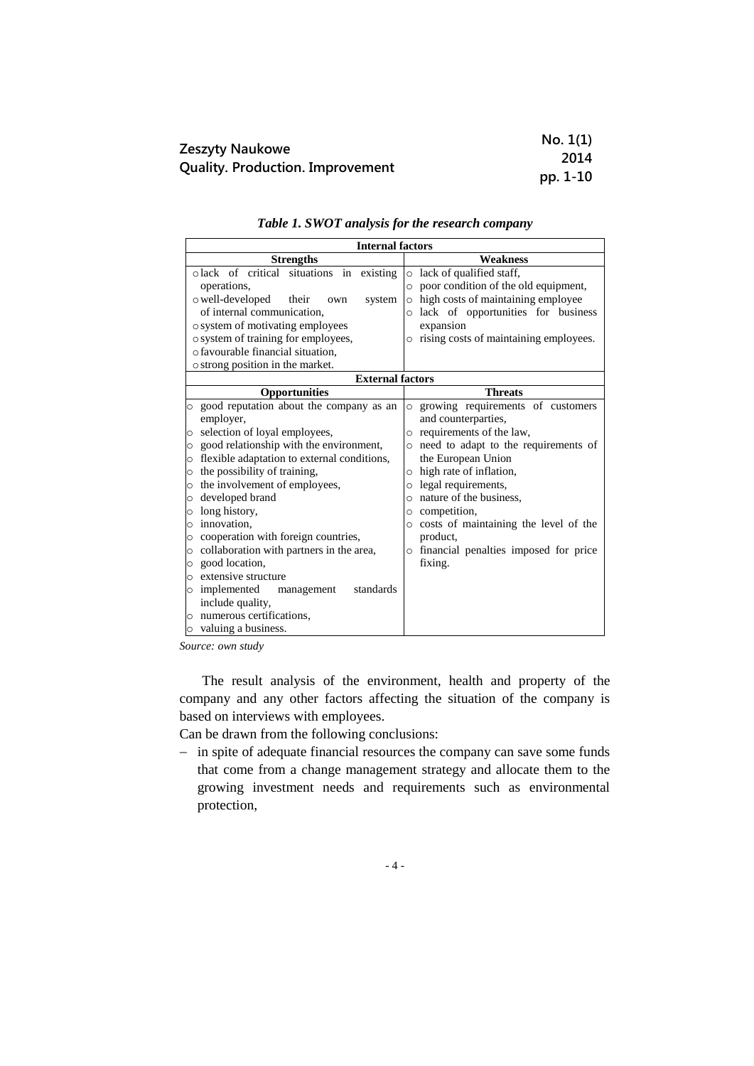*Table 1. SWOT analysis for the research company*

| Internal factors | |
|---|---|
| **Strengths** | **Weakness** |
| ○ lack of critical situations in existing operations,<br>○ well-developed their own system of internal communication,<br>○ system of motivating employees<br>○ system of training for employees,<br>○ favourable financial situation,<br>○ strong position in the market. | ○ lack of qualified staff,<br>○ poor condition of the old equipment,<br>○ high costs of maintaining employee<br>○ lack of opportunities for business expansion<br>○ rising costs of maintaining employees. |
| **External factors** | |
| **Opportunities** | **Threats** |
| ○ good reputation about the company as an employer,<br>○ selection of loyal employees,<br>○ good relationship with the environment,<br>○ flexible adaptation to external conditions,<br>○ the possibility of training,<br>○ the involvement of employees,<br>○ developed brand<br>○ long history,<br>○ innovation,<br>○ cooperation with foreign countries,<br>○ collaboration with partners in the area,<br>○ good location,<br>○ extensive structure<br>○ implemented management standards include quality,<br>○ numerous certifications,<br>○ valuing a business. | ○ growing requirements of customers and counterparties,<br>○ requirements of the law,<br>○ need to adapt to the requirements of the European Union<br>○ high rate of inflation,<br>○ legal requirements,<br>○ nature of the business,<br>○ competition,<br>○ costs of maintaining the level of the product,<br>○ financial penalties imposed for price fixing. |

*Source: own study*

The result analysis of the environment, health and property of the company and any other factors affecting the situation of the company is based on interviews with employees.

Can be drawn from the following conclusions:

- in spite of adequate financial resources the company can save some funds that come from a change management strategy and allocate them to the growing investment needs and requirements such as environmental protection,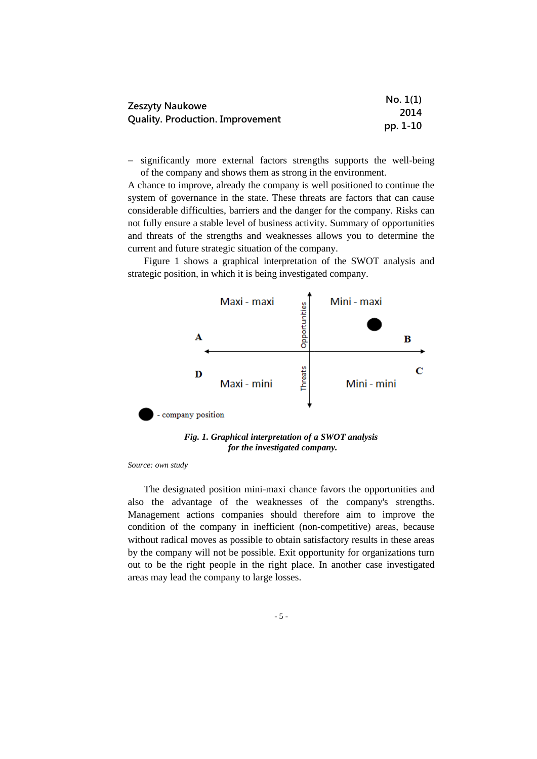– significantly more external factors strengths supports the well-being of the company and shows them as strong in the environment.

A chance to improve, already the company is well positioned to continue the system of governance in the state. These threats are factors that can cause considerable difficulties, barriers and the danger for the company. Risks can not fully ensure a stable level of business activity. Summary of opportunities and threats of the strengths and weaknesses allows you to determine the current and future strategic situation of the company.

Figure 1 shows a graphical interpretation of the SWOT analysis and strategic position, in which it is being investigated company.

Maxi - maxi | Opportunities | Mini - maxi

A | | B

D | Threats | C

Maxi - mini | | Mini - mini

- company position

***Fig. 1. Graphical interpretation of a SWOT analysis for the investigated company.***

*Source: own study*

The designated position mini-maxi chance favors the opportunities and also the advantage of the weaknesses of the company's strengths. Management actions companies should therefore aim to improve the condition of the company in inefficient (non-competitive) areas, because without radical moves as possible to obtain satisfactory results in these areas by the company will not be possible. Exit opportunity for organizations turn out to be the right people in the right place. In another case investigated areas may lead the company to large losses.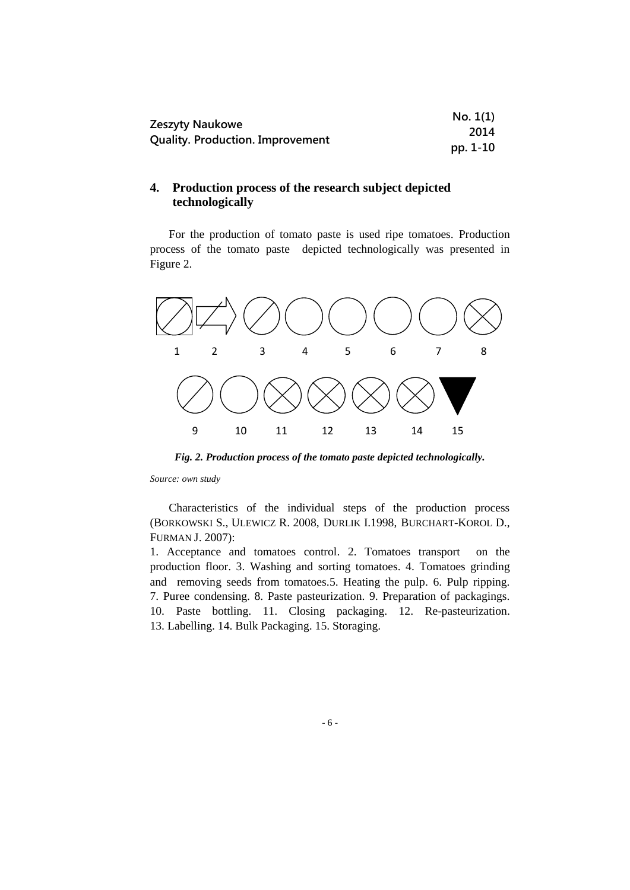## 4. Production process of the research subject depicted technologically

For the production of tomato paste is used ripe tomatoes. Production process of the tomato paste depicted technologically was presented in Figure 2.

1 2 3 4 5 6 7 8

9 10 11 12 13 14 15

*Fig. 2. Production process of the tomato paste depicted technologically.*

*Source: own study*

Characteristics of the individual steps of the production process (BORKOWSKI S., ULEWICZ R. 2008, DURLIK I.1998, BURCHART-KOROL D., FURMAN J. 2007):

1. Acceptance and tomatoes control. 2. Tomatoes transport on the production floor. 3. Washing and sorting tomatoes. 4. Tomatoes grinding and removing seeds from tomatoes.5. Heating the pulp. 6. Pulp ripping. 7. Puree condensing. 8. Paste pasteurization. 9. Preparation of packagings. 10. Paste bottling. 11. Closing packaging. 12. Re-pasteurization. 13. Labelling. 14. Bulk Packaging. 15. Storaging.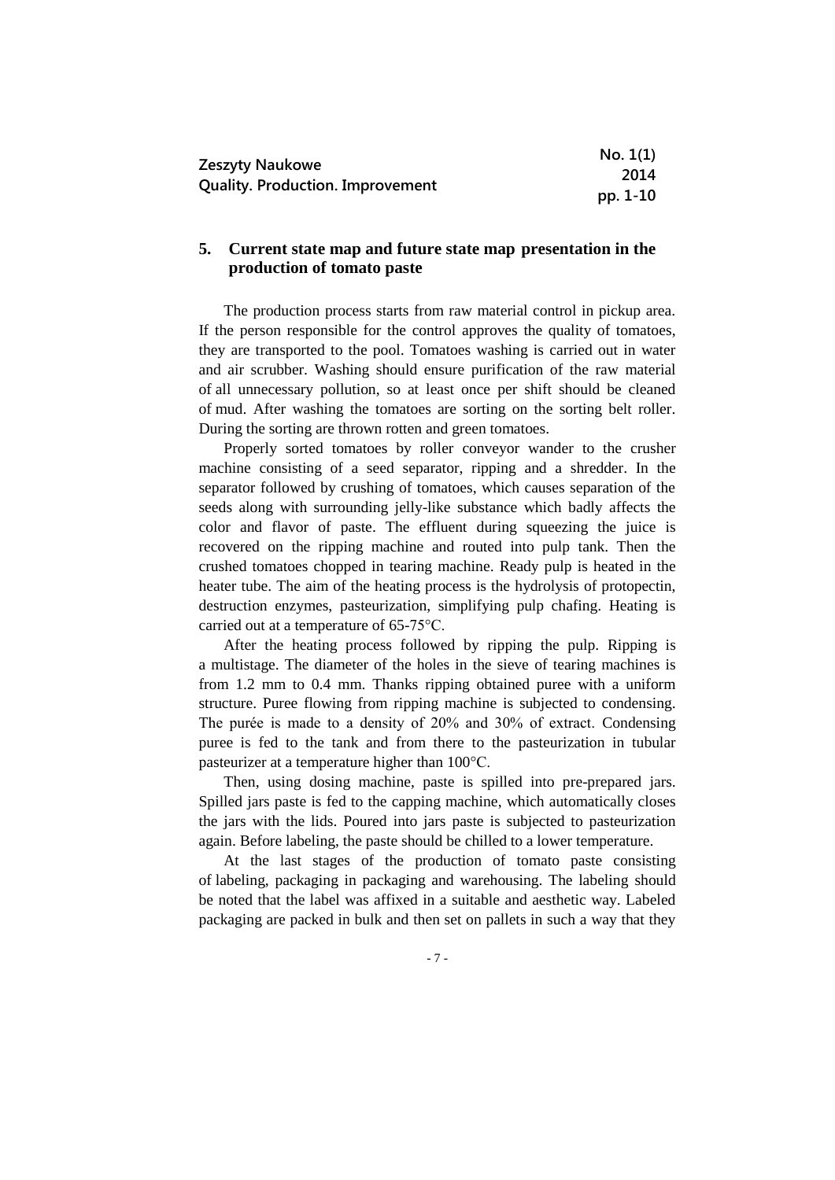## 5. Current state map and future state map presentation in the production of tomato paste

The production process starts from raw material control in pickup area. If the person responsible for the control approves the quality of tomatoes, they are transported to the pool. Tomatoes washing is carried out in water and air scrubber. Washing should ensure purification of the raw material of all unnecessary pollution, so at least once per shift should be cleaned of mud. After washing the tomatoes are sorting on the sorting belt roller. During the sorting are thrown rotten and green tomatoes.

Properly sorted tomatoes by roller conveyor wander to the crusher machine consisting of a seed separator, ripping and a shredder. In the separator followed by crushing of tomatoes, which causes separation of the seeds along with surrounding jelly-like substance which badly affects the color and flavor of paste. The effluent during squeezing the juice is recovered on the ripping machine and routed into pulp tank. Then the crushed tomatoes chopped in tearing machine. Ready pulp is heated in the heater tube. The aim of the heating process is the hydrolysis of protopectin, destruction enzymes, pasteurization, simplifying pulp chafing. Heating is carried out at a temperature of 65-75°C.

After the heating process followed by ripping the pulp. Ripping is a multistage. The diameter of the holes in the sieve of tearing machines is from 1.2 mm to 0.4 mm. Thanks ripping obtained puree with a uniform structure. Puree flowing from ripping machine is subjected to condensing. The purée is made to a density of 20% and 30% of extract. Condensing puree is fed to the tank and from there to the pasteurization in tubular pasteurizer at a temperature higher than 100°C.

Then, using dosing machine, paste is spilled into pre-prepared jars. Spilled jars paste is fed to the capping machine, which automatically closes the jars with the lids. Poured into jars paste is subjected to pasteurization again. Before labeling, the paste should be chilled to a lower temperature.

At the last stages of the production of tomato paste consisting of labeling, packaging in packaging and warehousing. The labeling should be noted that the label was affixed in a suitable and aesthetic way. Labeled packaging are packed in bulk and then set on pallets in such a way that they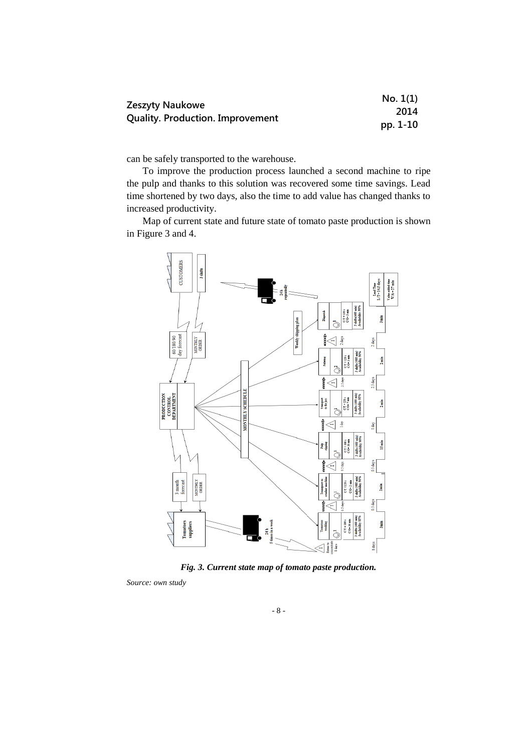can be safely transported to the warehouse.

To improve the production process launched a second machine to ripe the pulp and thanks to this solution was recovered some time savings. Lead time shortened by two days, also the time to add value has changed thanks to increased productivity.

Map of current state and future state of tomato paste production is shown in Figure 3 and 4.

***Fig. 3. Current state map of tomato paste production.***

*Source: own study*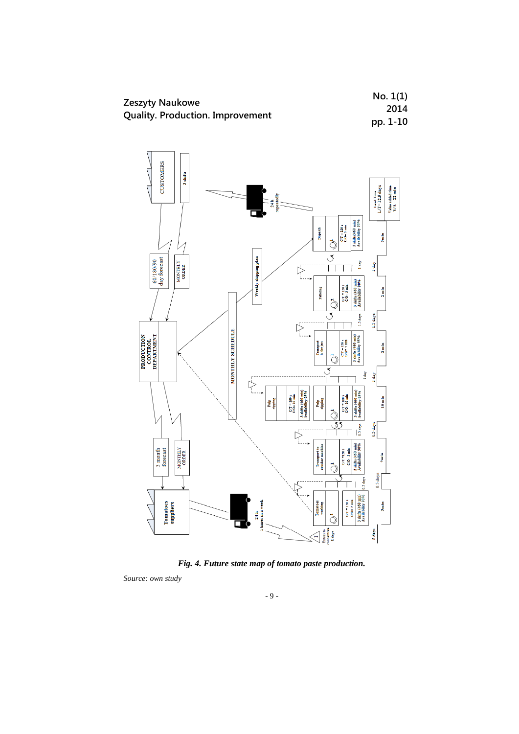*Fig. 4. Future state map of tomato paste production.*

*Source: own study*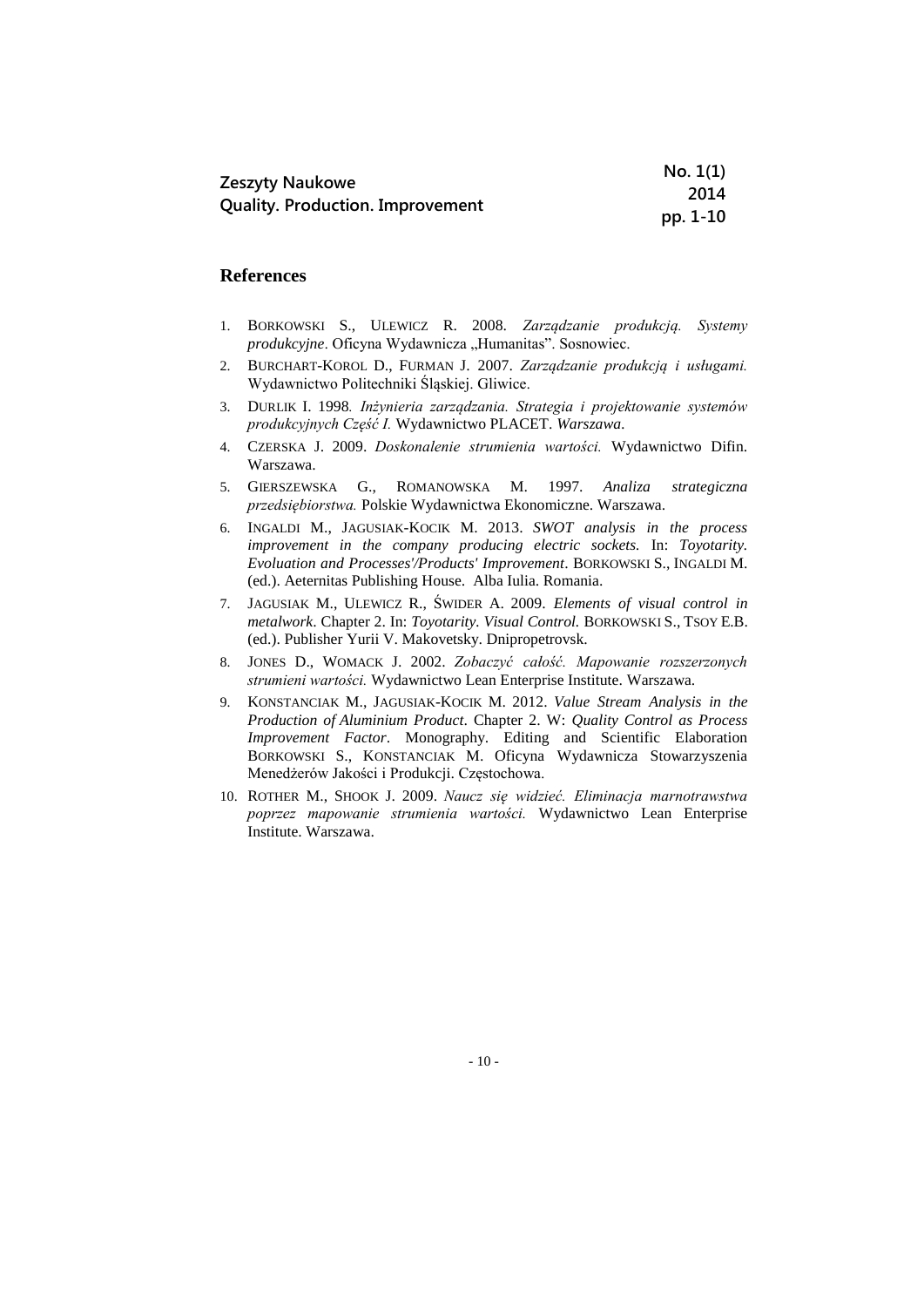## References

1. BORKOWSKI S., ULEWICZ R. 2008. *Zarządzanie produkcją. Systemy produkcyjne*. Oficyna Wydawnicza „Humanitas". Sosnowiec.
2. BURCHART-KOROL D., FURMAN J. 2007. *Zarządzanie produkcją i usługami.* Wydawnictwo Politechniki Śląskiej. Gliwice.
3. DURLIK I. 1998*. Inżynieria zarządzania. Strategia i projektowanie systemów produkcyjnych Część I.* Wydawnictwo PLACET. *Warszawa*.
4. CZERSKA J. 2009. *Doskonalenie strumienia wartości.* Wydawnictwo Difin. Warszawa.
5. GIERSZEWSKA G., ROMANOWSKA M. 1997. *Analiza strategiczna przedsiębiorstwa.* Polskie Wydawnictwa Ekonomiczne. Warszawa.
6. INGALDI M., JAGUSIAK-KOCIK M. 2013. *SWOT analysis in the process improvement in the company producing electric sockets.* In: *Toyotarity. Evoluation and Processes'/Products' Improvement*. BORKOWSKI S., INGALDI M. (ed.). Aeternitas Publishing House. Alba Iulia. Romania.
7. JAGUSIAK M., ULEWICZ R., ŚWIDER A. 2009. *Elements of visual control in metalwork*. Chapter 2. In: *Toyotarity. Visual Control.* BORKOWSKI S., TSOY E.B. (ed.). Publisher Yurii V. Makovetsky. Dnipropetrovsk.
8. JONES D., WOMACK J. 2002. *Zobaczyć całość. Mapowanie rozszerzonych strumieni wartości.* Wydawnictwo Lean Enterprise Institute. Warszawa.
9. KONSTANCIAK M., JAGUSIAK-KOCIK M. 2012. *Value Stream Analysis in the Production of Aluminium Product*. Chapter 2. W: *Quality Control as Process Improvement Factor*. Monography. Editing and Scientific Elaboration BORKOWSKI S., KONSTANCIAK M. Oficyna Wydawnicza Stowarzyszenia Menedżerów Jakości i Produkcji. Częstochowa.
10. ROTHER M., SHOOK J. 2009. *Naucz się widzieć. Eliminacja marnotrawstwa poprzez mapowanie strumienia wartości.* Wydawnictwo Lean Enterprise Institute. Warszawa.